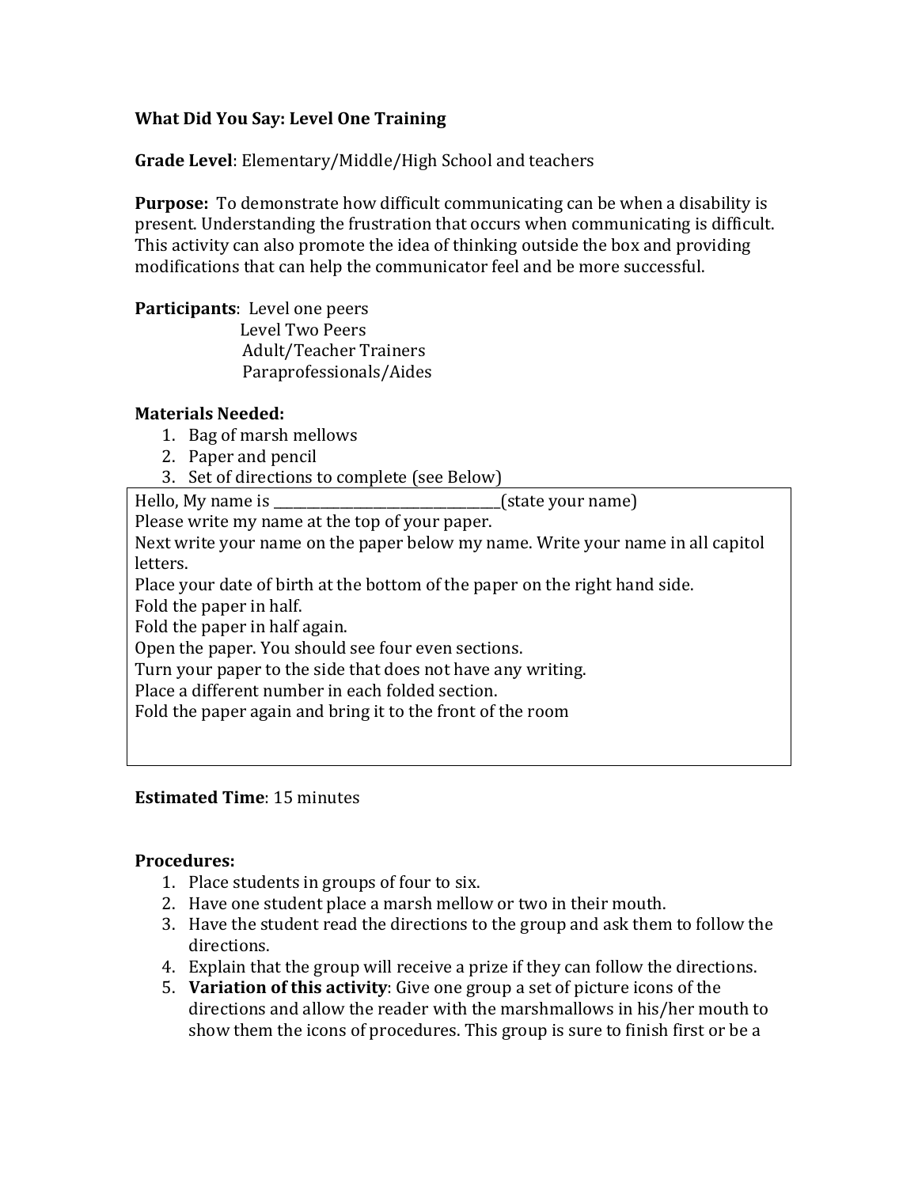**What Did You Say: Level One Training**

**Grade Level**: Elementary/Middle/High School and teachers

**Purpose:** To demonstrate how difficult communicating can be when a disability is present. Understanding the frustration that occurs when communicating is difficult. This activity can also promote the idea of thinking outside the box and providing modifications that can help the communicator feel and be more successful.

**Participants**: Level one peers
Level Two Peers
Adult/Teacher Trainers
Paraprofessionals/Aides

**Materials Needed:**

1. Bag of marsh mellows
2. Paper and pencil
3. Set of directions to complete (see Below)

| |
|---|
| Hello, My name is ________________________________(state your name)<br>Please write my name at the top of your paper.<br>Next write your name on the paper below my name. Write your name in all capitol letters.<br>Place your date of birth at the bottom of the paper on the right hand side.<br>Fold the paper in half.<br>Fold the paper in half again.<br>Open the paper. You should see four even sections.<br>Turn your paper to the side that does not have any writing.<br>Place a different number in each folded section.<br>Fold the paper again and bring it to the front of the room |

**Estimated Time**: 15 minutes

**Procedures:**

1. Place students in groups of four to six.
2. Have one student place a marsh mellow or two in their mouth.
3. Have the student read the directions to the group and ask them to follow the directions.
4. Explain that the group will receive a prize if they can follow the directions.
5. **Variation of this activity**: Give one group a set of picture icons of the directions and allow the reader with the marshmallows in his/her mouth to show them the icons of procedures. This group is sure to finish first or be a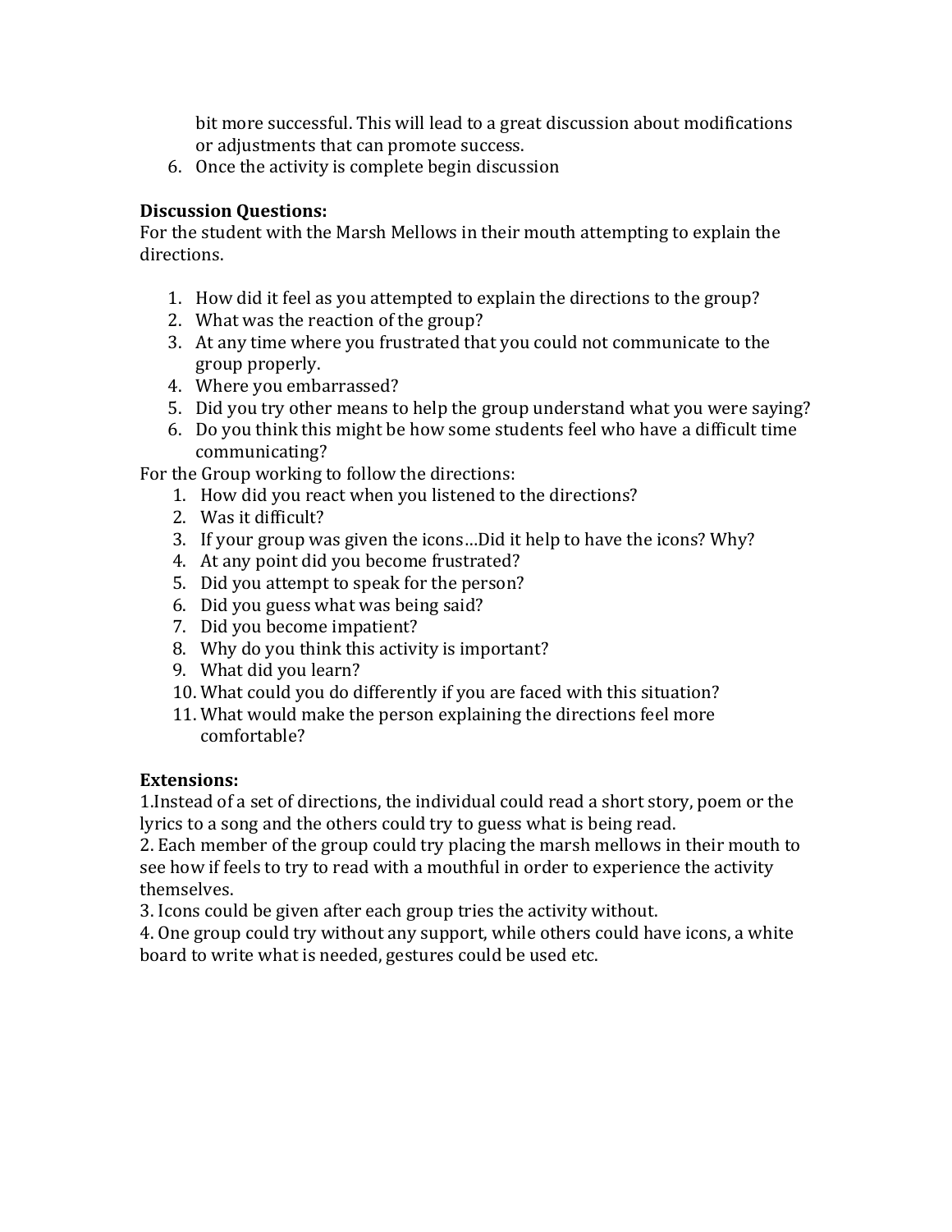bit more successful. This will lead to a great discussion about modifications or adjustments that can promote success.

6. Once the activity is complete begin discussion

**Discussion Questions:**

For the student with the Marsh Mellows in their mouth attempting to explain the directions.

1. How did it feel as you attempted to explain the directions to the group?
2. What was the reaction of the group?
3. At any time where you frustrated that you could not communicate to the group properly.
4. Where you embarrassed?
5. Did you try other means to help the group understand what you were saying?
6. Do you think this might be how some students feel who have a difficult time communicating?

For the Group working to follow the directions:

1. How did you react when you listened to the directions?
2. Was it difficult?
3. If your group was given the icons…Did it help to have the icons? Why?
4. At any point did you become frustrated?
5. Did you attempt to speak for the person?
6. Did you guess what was being said?
7. Did you become impatient?
8. Why do you think this activity is important?
9. What did you learn?
10. What could you do differently if you are faced with this situation?
11. What would make the person explaining the directions feel more comfortable?

**Extensions:**

1.Instead of a set of directions, the individual could read a short story, poem or the lyrics to a song and the others could try to guess what is being read.

2. Each member of the group could try placing the marsh mellows in their mouth to see how if feels to try to read with a mouthful in order to experience the activity themselves.

3. Icons could be given after each group tries the activity without.

4. One group could try without any support, while others could have icons, a white board to write what is needed, gestures could be used etc.